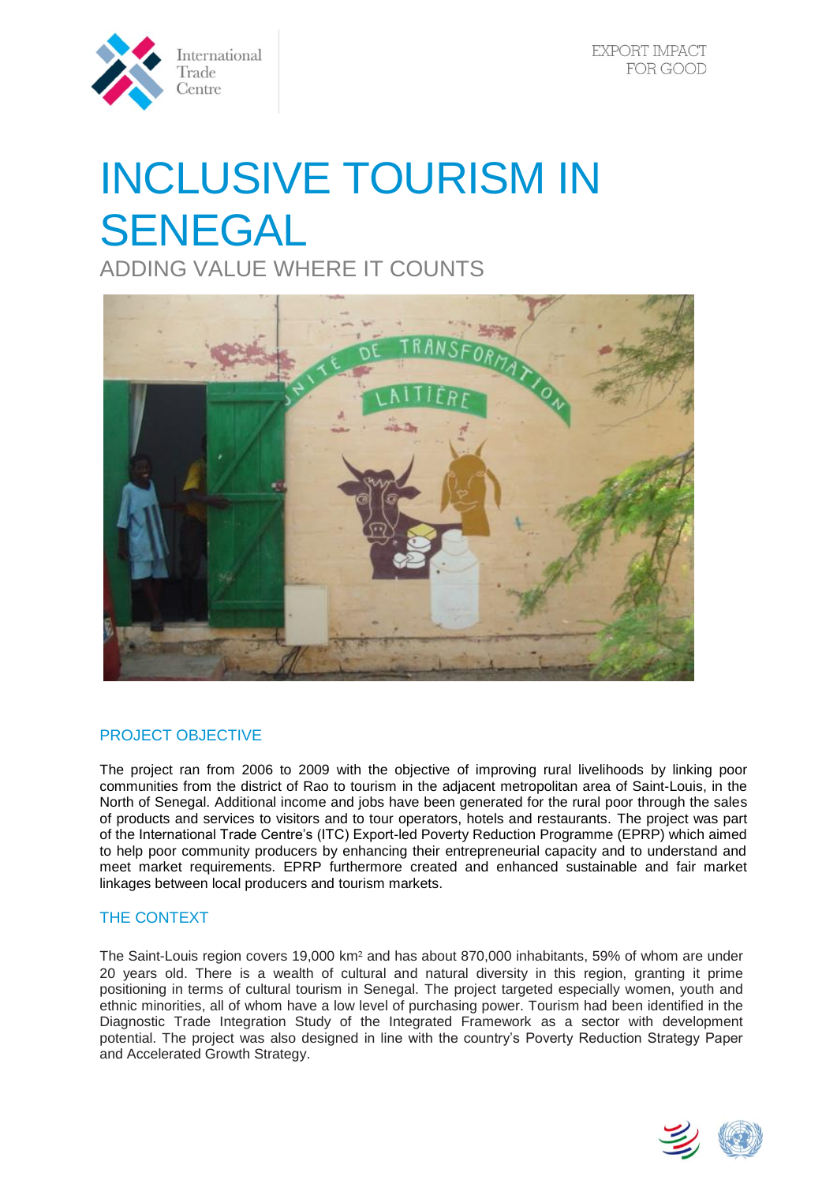International Trade Centre

EXPORT IMPACT FOR GOOD

# INCLUSIVE TOURISM IN SENEGAL

## ADDING VALUE WHERE IT COUNTS

### PROJECT OBJECTIVE

The project ran from 2006 to 2009 with the objective of improving rural livelihoods by linking poor communities from the district of Rao to tourism in the adjacent metropolitan area of Saint-Louis, in the North of Senegal. Additional income and jobs have been generated for the rural poor through the sales of products and services to visitors and to tour operators, hotels and restaurants. The project was part of the International Trade Centre's (ITC) Export-led Poverty Reduction Programme (EPRP) which aimed to help poor community producers by enhancing their entrepreneurial capacity and to understand and meet market requirements. EPRP furthermore created and enhanced sustainable and fair market linkages between local producers and tourism markets.

### THE CONTEXT

The Saint-Louis region covers 19,000 km² and has about 870,000 inhabitants, 59% of whom are under 20 years old. There is a wealth of cultural and natural diversity in this region, granting it prime positioning in terms of cultural tourism in Senegal. The project targeted especially women, youth and ethnic minorities, all of whom have a low level of purchasing power. Tourism had been identified in the Diagnostic Trade Integration Study of the Integrated Framework as a sector with development potential. The project was also designed in line with the country's Poverty Reduction Strategy Paper and Accelerated Growth Strategy.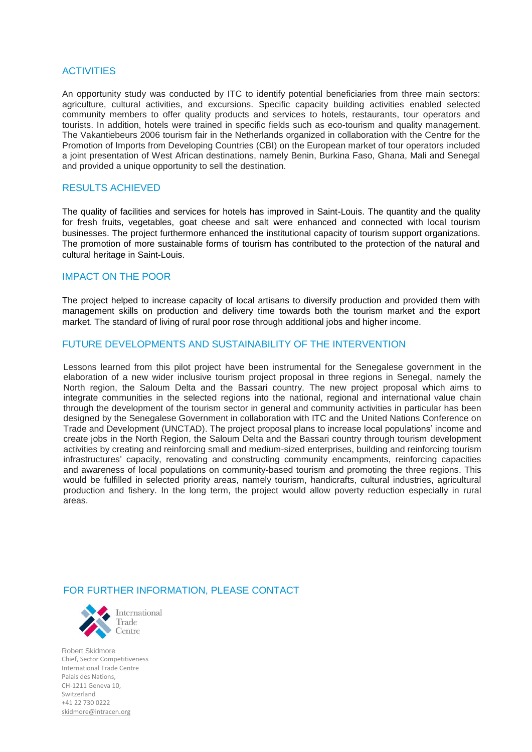## ACTIVITIES

An opportunity study was conducted by ITC to identify potential beneficiaries from three main sectors: agriculture, cultural activities, and excursions. Specific capacity building activities enabled selected community members to offer quality products and services to hotels, restaurants, tour operators and tourists. In addition, hotels were trained in specific fields such as eco-tourism and quality management. The Vakantiebeurs 2006 tourism fair in the Netherlands organized in collaboration with the Centre for the Promotion of Imports from Developing Countries (CBI) on the European market of tour operators included a joint presentation of West African destinations, namely Benin, Burkina Faso, Ghana, Mali and Senegal and provided a unique opportunity to sell the destination.

## RESULTS ACHIEVED

The quality of facilities and services for hotels has improved in Saint-Louis. The quantity and the quality for fresh fruits, vegetables, goat cheese and salt were enhanced and connected with local tourism businesses. The project furthermore enhanced the institutional capacity of tourism support organizations. The promotion of more sustainable forms of tourism has contributed to the protection of the natural and cultural heritage in Saint-Louis.

## IMPACT ON THE POOR

The project helped to increase capacity of local artisans to diversify production and provided them with management skills on production and delivery time towards both the tourism market and the export market. The standard of living of rural poor rose through additional jobs and higher income.

## FUTURE DEVELOPMENTS AND SUSTAINABILITY OF THE INTERVENTION

Lessons learned from this pilot project have been instrumental for the Senegalese government in the elaboration of a new wider inclusive tourism project proposal in three regions in Senegal, namely the North region, the Saloum Delta and the Bassari country. The new project proposal which aims to integrate communities in the selected regions into the national, regional and international value chain through the development of the tourism sector in general and community activities in particular has been designed by the Senegalese Government in collaboration with ITC and the United Nations Conference on Trade and Development (UNCTAD). The project proposal plans to increase local populations' income and create jobs in the North Region, the Saloum Delta and the Bassari country through tourism development activities by creating and reinforcing small and medium-sized enterprises, building and reinforcing tourism infrastructures' capacity, renovating and constructing community encampments, reinforcing capacities and awareness of local populations on community-based tourism and promoting the three regions. This would be fulfilled in selected priority areas, namely tourism, handicrafts, cultural industries, agricultural production and fishery. In the long term, the project would allow poverty reduction especially in rural areas.

## FOR FURTHER INFORMATION, PLEASE CONTACT

International Trade Centre

Robert Skidmore
Chief, Sector Competitiveness
International Trade Centre
Palais des Nations,
CH-1211 Geneva 10,
Switzerland
+41 22 730 0222
skidmore@intracen.org